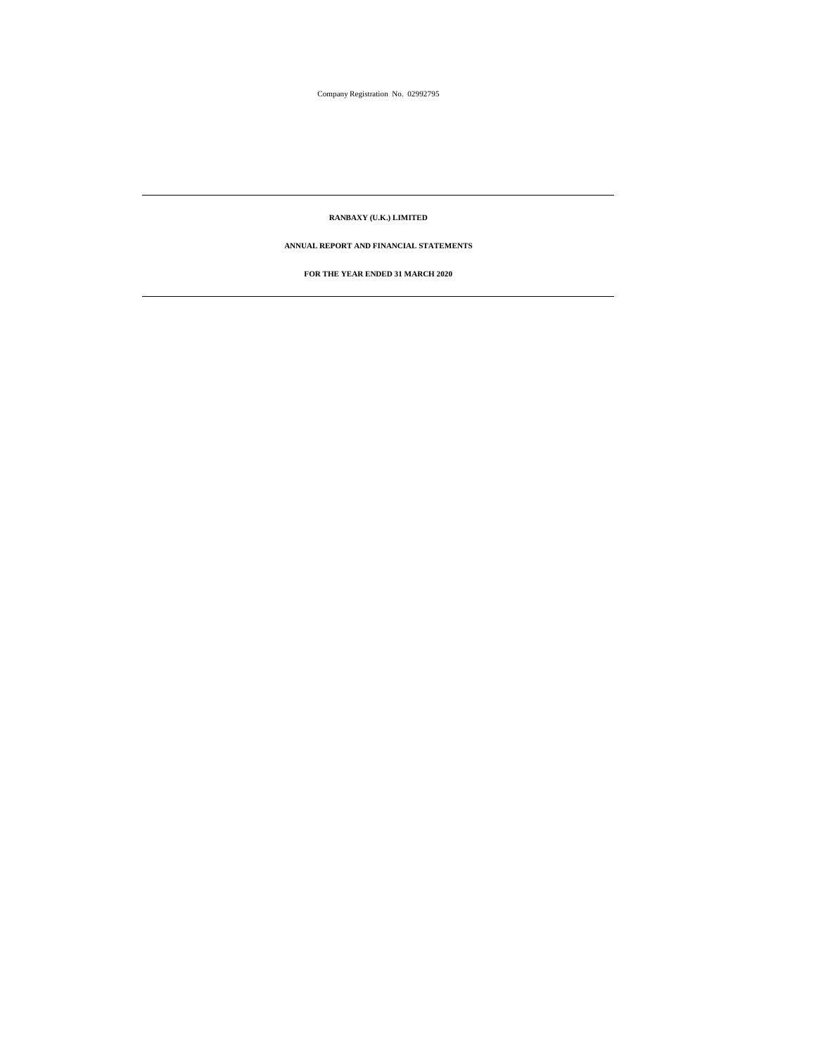Company Registration No. 02992795

---

# RANBAXY (U.K.) LIMITED

## ANNUAL REPORT AND FINANCIAL STATEMENTS

## FOR THE YEAR ENDED 31 MARCH 2020

---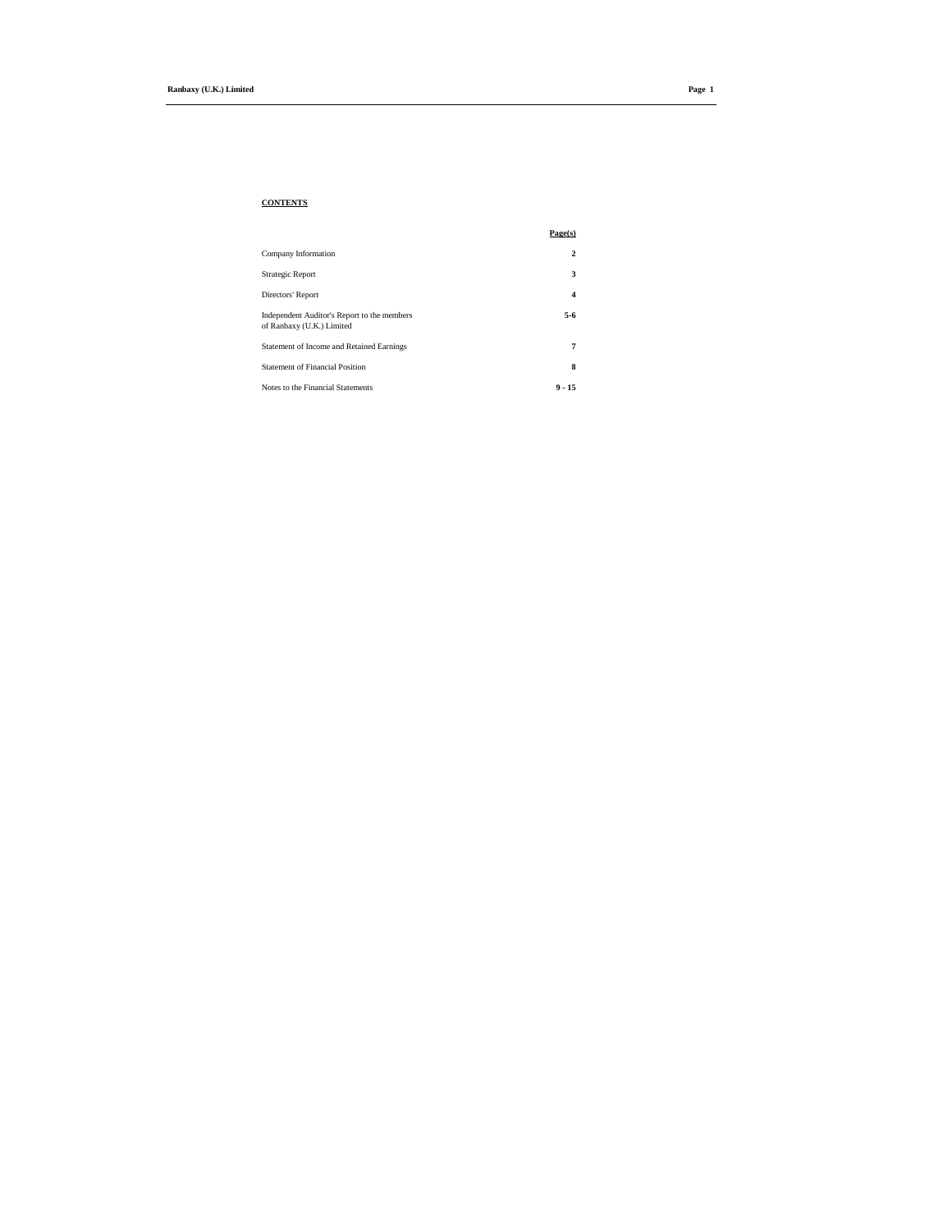## CONTENTS

| | Page(s) |
|---|---|
| Company Information | 2 |
| Strategic Report | 3 |
| Directors' Report | 4 |
| Independent Auditor's Report to the members of Ranbaxy (U.K.) Limited | 5-6 |
| Statement of Income and Retained Earnings | 7 |
| Statement of Financial Position | 8 |
| Notes to the Financial Statements | 9 - 15 |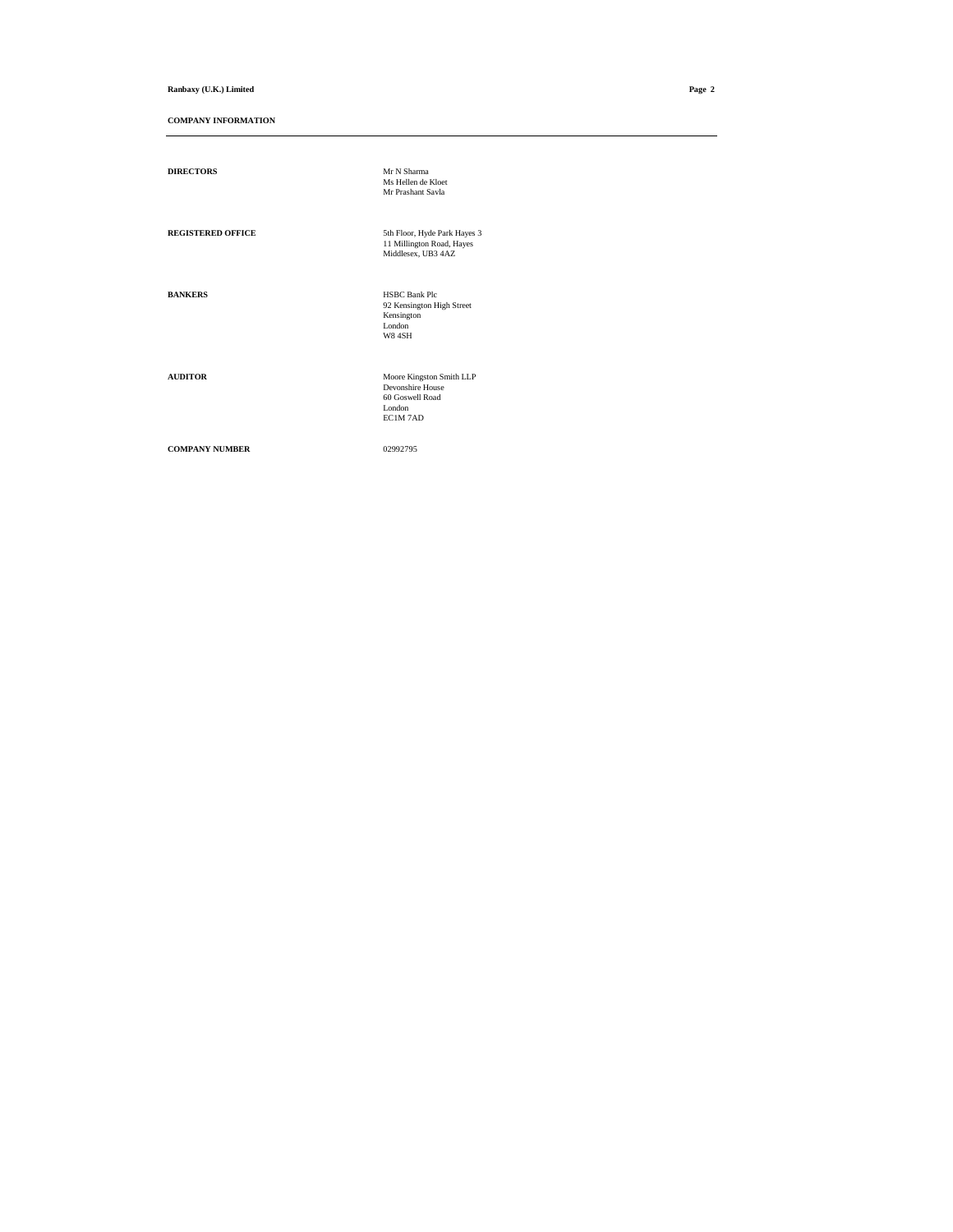## COMPANY INFORMATION

---

**DIRECTORS**

Mr N Sharma
Ms Hellen de Kloet
Mr Prashant Savla

**REGISTERED OFFICE**

5th Floor, Hyde Park Hayes 3
11 Millington Road, Hayes
Middlesex, UB3 4AZ

**BANKERS**

HSBC Bank Plc
92 Kensington High Street
Kensington
London
W8 4SH

**AUDITOR**

Moore Kingston Smith LLP
Devonshire House
60 Goswell Road
London
EC1M 7AD

**COMPANY NUMBER**

02992795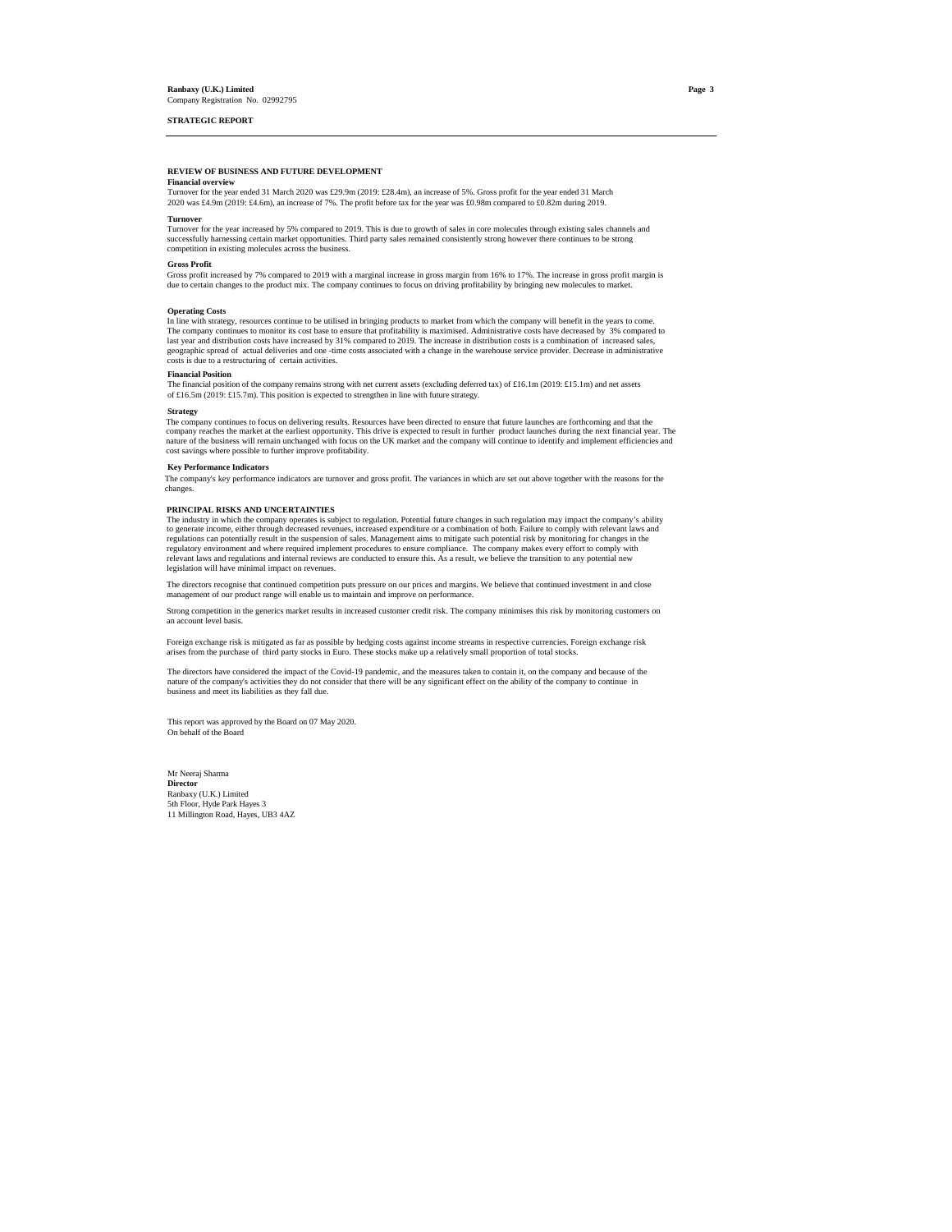**Ranbaxy (U.K.) Limited**
Company Registration No. 02992795

## STRATEGIC REPORT

### REVIEW OF BUSINESS AND FUTURE DEVELOPMENT

**Financial overview**

Turnover for the year ended 31 March 2020 was £29.9m (2019: £28.4m), an increase of 5%. Gross profit for the year ended 31 March 2020 was £4.9m (2019: £4.6m), an increase of 7%. The profit before tax for the year was £0.98m compared to £0.82m during 2019.

**Turnover**

Turnover for the year increased by 5% compared to 2019. This is due to growth of sales in core molecules through existing sales channels and successfully harnessing certain market opportunities. Third party sales remained consistently strong however there continues to be strong competition in existing molecules across the business.

**Gross Profit**

Gross profit increased by 7% compared to 2019 with a marginal increase in gross margin from 16% to 17%. The increase in gross profit margin is due to certain changes to the product mix. The company continues to focus on driving profitability by bringing new molecules to market.

**Operating Costs**

In line with strategy, resources continue to be utilised in bringing products to market from which the company will benefit in the years to come. The company continues to monitor its cost base to ensure that profitability is maximised. Administrative costs have decreased by 3% compared to last year and distribution costs have increased by 31% compared to 2019. The increase in distribution costs is a combination of increased sales, geographic spread of actual deliveries and one -time costs associated with a change in the warehouse service provider. Decrease in administrative costs is due to a restructuring of certain activities.

**Financial Position**

The financial position of the company remains strong with net current assets (excluding deferred tax) of £16.1m (2019: £15.1m) and net assets of £16.5m (2019: £15.7m). This position is expected to strengthen in line with future strategy.

**Strategy**

The company continues to focus on delivering results. Resources have been directed to ensure that future launches are forthcoming and that the company reaches the market at the earliest opportunity. This drive is expected to result in further product launches during the next financial year. The nature of the business will remain unchanged with focus on the UK market and the company will continue to identify and implement efficiencies and cost savings where possible to further improve profitability.

**Key Performance Indicators**

The company's key performance indicators are turnover and gross profit. The variances in which are set out above together with the reasons for the changes.

### PRINCIPAL RISKS AND UNCERTAINTIES

The industry in which the company operates is subject to regulation. Potential future changes in such regulation may impact the company's ability to generate income, either through decreased revenues, increased expenditure or a combination of both. Failure to comply with relevant laws and regulations can potentially result in the suspension of sales. Management aims to mitigate such potential risk by monitoring for changes in the regulatory environment and where required implement procedures to ensure compliance. The company makes every effort to comply with relevant laws and regulations and internal reviews are conducted to ensure this. As a result, we believe the transition to any potential new legislation will have minimal impact on revenues.

The directors recognise that continued competition puts pressure on our prices and margins. We believe that continued investment in and close management of our product range will enable us to maintain and improve on performance.

Strong competition in the generics market results in increased customer credit risk. The company minimises this risk by monitoring customers on an account level basis.

Foreign exchange risk is mitigated as far as possible by hedging costs against income streams in respective currencies. Foreign exchange risk arises from the purchase of third party stocks in Euro. These stocks make up a relatively small proportion of total stocks.

The directors have considered the impact of the Covid-19 pandemic, and the measures taken to contain it, on the company and because of the nature of the company's activities they do not consider that there will be any significant effect on the ability of the company to continue in business and meet its liabilities as they fall due.

This report was approved by the Board on 07 May 2020.
On behalf of the Board

Mr Neeraj Sharma
**Director**
Ranbaxy (U.K.) Limited
5th Floor, Hyde Park Hayes 3
11 Millington Road, Hayes, UB3 4AZ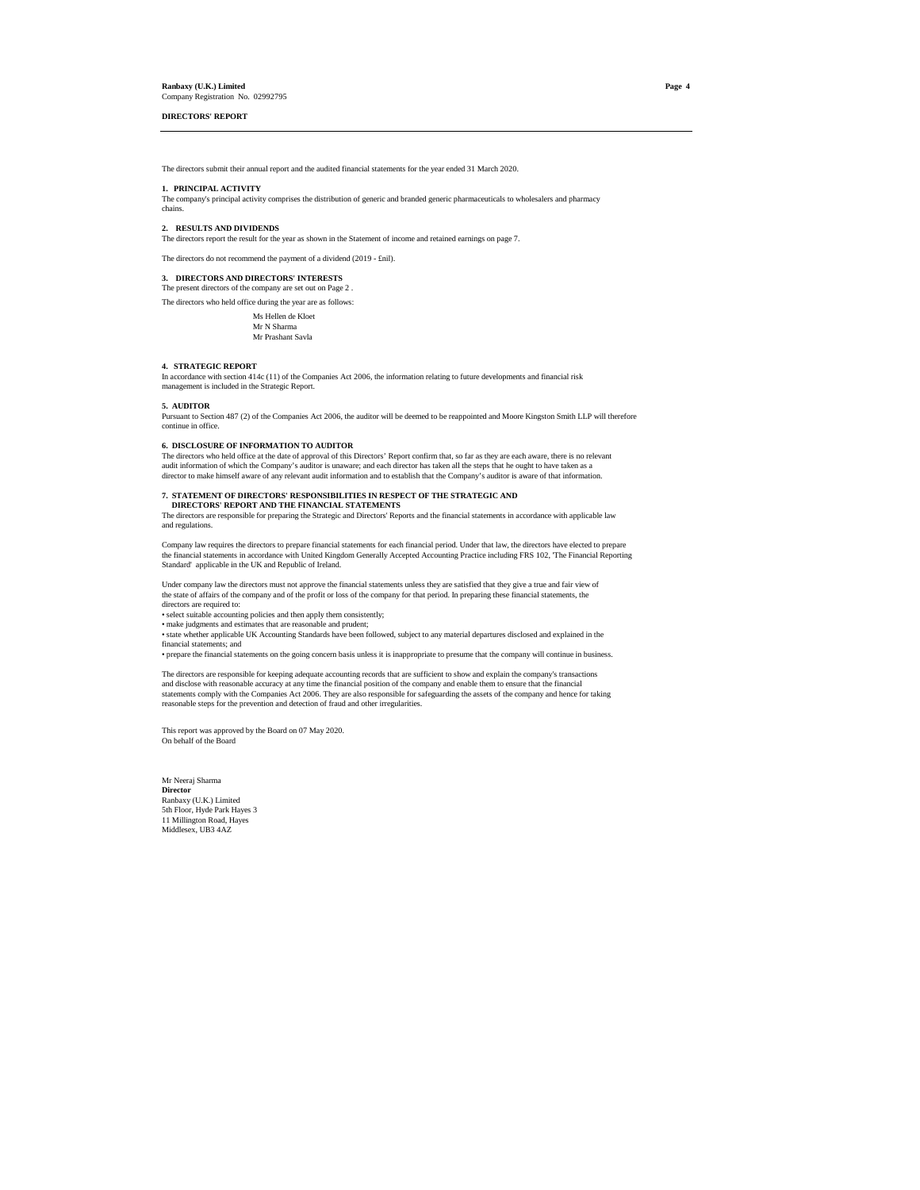**Ranbaxy (U.K.) Limited**
Company Registration No. 02992795

**DIRECTORS' REPORT**

The directors submit their annual report and the audited financial statements for the year ended 31 March 2020.

**1. PRINCIPAL ACTIVITY**
The company's principal activity comprises the distribution of generic and branded generic pharmaceuticals to wholesalers and pharmacy chains.

**2. RESULTS AND DIVIDENDS**
The directors report the result for the year as shown in the Statement of income and retained earnings on page 7.

The directors do not recommend the payment of a dividend (2019 - £nil).

**3. DIRECTORS AND DIRECTORS' INTERESTS**
The present directors of the company are set out on Page 2 .

The directors who held office during the year are as follows:

Ms Hellen de Kloet
Mr N Sharma
Mr Prashant Savla

**4. STRATEGIC REPORT**
In accordance with section 414c (11) of the Companies Act 2006, the information relating to future developments and financial risk management is included in the Strategic Report.

**5. AUDITOR**
Pursuant to Section 487 (2) of the Companies Act 2006, the auditor will be deemed to be reappointed and Moore Kingston Smith LLP will therefore continue in office.

**6. DISCLOSURE OF INFORMATION TO AUDITOR**
The directors who held office at the date of approval of this Directors' Report confirm that, so far as they are each aware, there is no relevant audit information of which the Company's auditor is unaware; and each director has taken all the steps that he ought to have taken as a director to make himself aware of any relevant audit information and to establish that the Company's auditor is aware of that information.

**7. STATEMENT OF DIRECTORS' RESPONSIBILITIES IN RESPECT OF THE STRATEGIC AND DIRECTORS' REPORT AND THE FINANCIAL STATEMENTS**
The directors are responsible for preparing the Strategic and Directors' Reports and the financial statements in accordance with applicable law and regulations.

Company law requires the directors to prepare financial statements for each financial period. Under that law, the directors have elected to prepare the financial statements in accordance with United Kingdom Generally Accepted Accounting Practice including FRS 102, 'The Financial Reporting Standard' applicable in the UK and Republic of Ireland.

Under company law the directors must not approve the financial statements unless they are satisfied that they give a true and fair view of the state of affairs of the company and of the profit or loss of the company for that period. In preparing these financial statements, the directors are required to:

- select suitable accounting policies and then apply them consistently;
- make judgments and estimates that are reasonable and prudent;
- state whether applicable UK Accounting Standards have been followed, subject to any material departures disclosed and explained in the financial statements; and
- prepare the financial statements on the going concern basis unless it is inappropriate to presume that the company will continue in business.

The directors are responsible for keeping adequate accounting records that are sufficient to show and explain the company's transactions and disclose with reasonable accuracy at any time the financial position of the company and enable them to ensure that the financial statements comply with the Companies Act 2006. They are also responsible for safeguarding the assets of the company and hence for taking reasonable steps for the prevention and detection of fraud and other irregularities.

This report was approved by the Board on 07 May 2020.
On behalf of the Board

Mr Neeraj Sharma
**Director**
Ranbaxy (U.K.) Limited
5th Floor, Hyde Park Hayes 3
11 Millington Road, Hayes
Middlesex, UB3 4AZ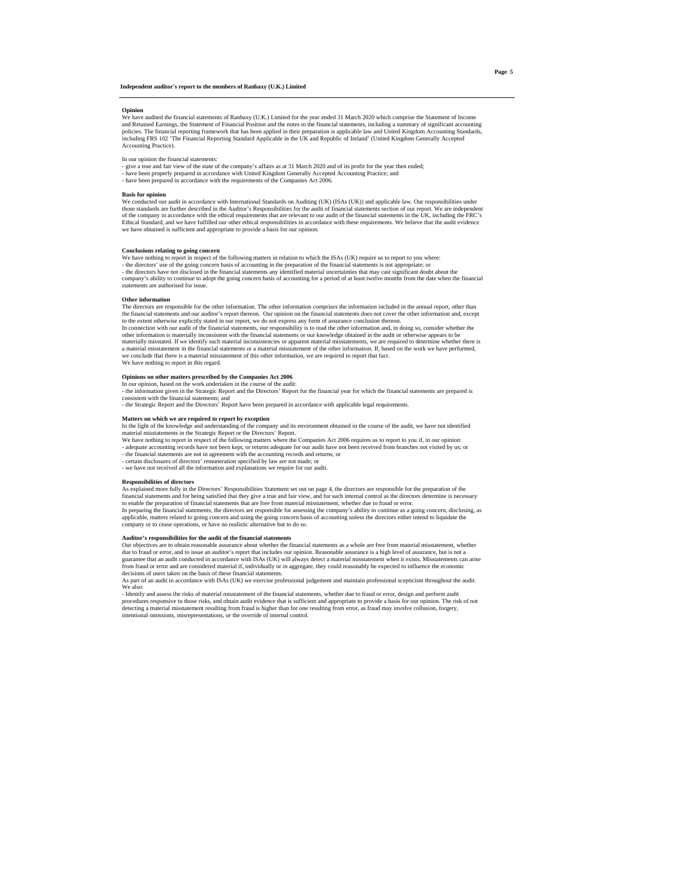## Independent auditor's report to the members of Ranbaxy (U.K.) Limited

### Opinion

We have audited the financial statements of Ranbaxy (U.K.) Limited for the year ended 31 March 2020 which comprise the Statement of Income and Retained Earnings, the Statement of Financial Position and the notes to the financial statements, including a summary of significant accounting policies. The financial reporting framework that has been applied in their preparation is applicable law and United Kingdom Accounting Standards, including FRS 102 'The Financial Reporting Standard Applicable in the UK and Republic of Ireland' (United Kingdom Generally Accepted Accounting Practice).

In our opinion the financial statements:

- give a true and fair view of the state of the company's affairs as at 31 March 2020 and of its profit for the year then ended;
- have been properly prepared in accordance with United Kingdom Generally Accepted Accounting Practice; and
- have been prepared in accordance with the requirements of the Companies Act 2006.

### Basis for opinion

We conducted our audit in accordance with International Standards on Auditing (UK) (ISAs (UK)) and applicable law. Our responsibilities under those standards are further described in the Auditor's Responsibilities for the audit of financial statements section of our report. We are independent of the company in accordance with the ethical requirements that are relevant to our audit of the financial statements in the UK, including the FRC's Ethical Standard, and we have fulfilled our other ethical responsibilities in accordance with these requirements. We believe that the audit evidence we have obtained is sufficient and appropriate to provide a basis for our opinion.

### Conclusions relating to going concern

We have nothing to report in respect of the following matters in relation to which the ISAs (UK) require us to report to you where:

- the directors' use of the going concern basis of accounting in the preparation of the financial statements is not appropriate; or
- the directors have not disclosed in the financial statements any identified material uncertainties that may cast significant doubt about the company's ability to continue to adopt the going concern basis of accounting for a period of at least twelve months from the date when the financial statements are authorised for issue.

### Other information

The directors are responsible for the other information. The other information comprises the information included in the annual report, other than the financial statements and our auditor's report thereon. Our opinion on the financial statements does not cover the other information and, except to the extent otherwise explicitly stated in our report, we do not express any form of assurance conclusion thereon.

In connection with our audit of the financial statements, our responsibility is to read the other information and, in doing so, consider whether the other information is materially inconsistent with the financial statements or our knowledge obtained in the audit or otherwise appears to be materially misstated. If we identify such material inconsistencies or apparent material misstatements, we are required to determine whether there is a material misstatement in the financial statements or a material misstatement of the other information. If, based on the work we have performed, we conclude that there is a material misstatement of this other information, we are required to report that fact.

We have nothing to report in this regard.

### Opinions on other matters prescribed by the Companies Act 2006

In our opinion, based on the work undertaken in the course of the audit:

- the information given in the Strategic Report and the Directors' Report for the financial year for which the financial statements are prepared is consistent with the financial statements; and
- the Strategic Report and the Directors' Report have been prepared in accordance with applicable legal requirements.

### Matters on which we are required to report by exception

In the light of the knowledge and understanding of the company and its environment obtained in the course of the audit, we have not identified material misstatements in the Strategic Report or the Directors' Report.

We have nothing to report in respect of the following matters where the Companies Act 2006 requires us to report to you if, in our opinion:

- adequate accounting records have not been kept, or returns adequate for our audit have not been received from branches not visited by us; or
- the financial statements are not in agreement with the accounting records and returns; or
- certain disclosures of directors' remuneration specified by law are not made; or
- we have not received all the information and explanations we require for our audit.

### Responsibilities of directors

As explained more fully in the Directors' Responsibilities Statement set out on page 4, the directors are responsible for the preparation of the financial statements and for being satisfied that they give a true and fair view, and for such internal control as the directors determine is necessary to enable the preparation of financial statements that are free from material misstatement, whether due to fraud or error.

In preparing the financial statements, the directors are responsible for assessing the company's ability to continue as a going concern, disclosing, as applicable, matters related to going concern and using the going concern basis of accounting unless the directors either intend to liquidate the company or to cease operations, or have no realistic alternative but to do so.

### Auditor's responsibilities for the audit of the financial statements

Our objectives are to obtain reasonable assurance about whether the financial statements as a whole are free from material misstatement, whether due to fraud or error, and to issue an auditor's report that includes our opinion. Reasonable assurance is a high level of assurance, but is not a guarantee that an audit conducted in accordance with ISAs (UK) will always detect a material misstatement when it exists. Misstatements can arise from fraud or error and are considered material if, individually or in aggregate, they could reasonably be expected to influence the economic decisions of users taken on the basis of these financial statements.

As part of an audit in accordance with ISAs (UK) we exercise professional judgement and maintain professional scepticism throughout the audit. We also:

- Identify and assess the risks of material misstatement of the financial statements, whether due to fraud or error, design and perform audit procedures responsive to those risks, and obtain audit evidence that is sufficient and appropriate to provide a basis for our opinion. The risk of not detecting a material misstatement resulting from fraud is higher than for one resulting from error, as fraud may involve collusion, forgery, intentional omissions, misrepresentations, or the override of internal control.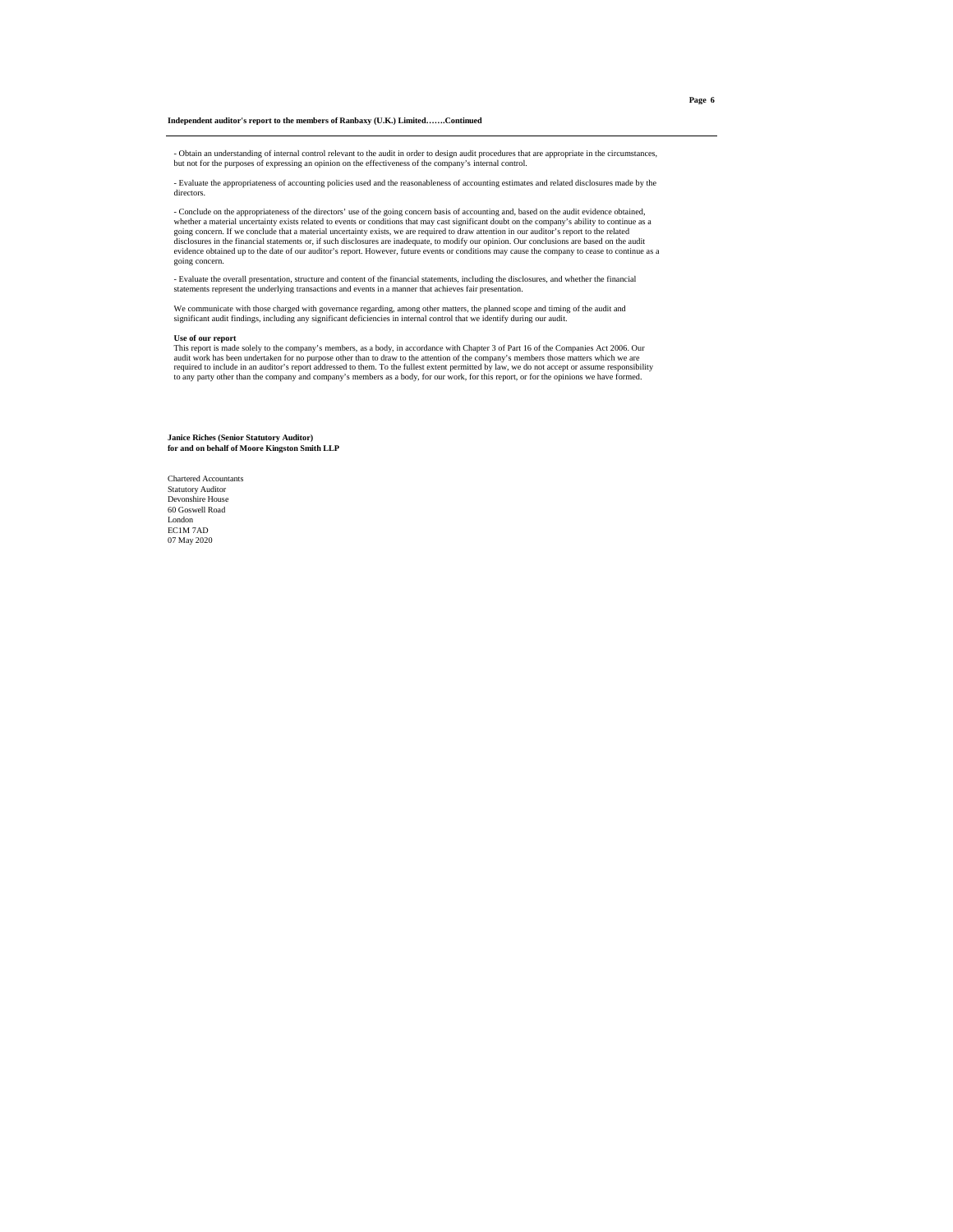- Obtain an understanding of internal control relevant to the audit in order to design audit procedures that are appropriate in the circumstances, but not for the purposes of expressing an opinion on the effectiveness of the company's internal control.

- Evaluate the appropriateness of accounting policies used and the reasonableness of accounting estimates and related disclosures made by the directors.

- Conclude on the appropriateness of the directors' use of the going concern basis of accounting and, based on the audit evidence obtained, whether a material uncertainty exists related to events or conditions that may cast significant doubt on the company's ability to continue as a going concern. If we conclude that a material uncertainty exists, we are required to draw attention in our auditor's report to the related disclosures in the financial statements or, if such disclosures are inadequate, to modify our opinion. Our conclusions are based on the audit evidence obtained up to the date of our auditor's report. However, future events or conditions may cause the company to cease to continue as a going concern.

- Evaluate the overall presentation, structure and content of the financial statements, including the disclosures, and whether the financial statements represent the underlying transactions and events in a manner that achieves fair presentation.

We communicate with those charged with governance regarding, among other matters, the planned scope and timing of the audit and significant audit findings, including any significant deficiencies in internal control that we identify during our audit.

**Use of our report**

This report is made solely to the company's members, as a body, in accordance with Chapter 3 of Part 16 of the Companies Act 2006. Our audit work has been undertaken for no purpose other than to draw to the attention of the company's members those matters which we are required to include in an auditor's report addressed to them. To the fullest extent permitted by law, we do not accept or assume responsibility to any party other than the company and company's members as a body, for our work, for this report, or for the opinions we have formed.

**Janice Riches (Senior Statutory Auditor)**
**for and on behalf of Moore Kingston Smith LLP**

Chartered Accountants
Statutory Auditor
Devonshire House
60 Goswell Road
London
EC1M 7AD
07 May 2020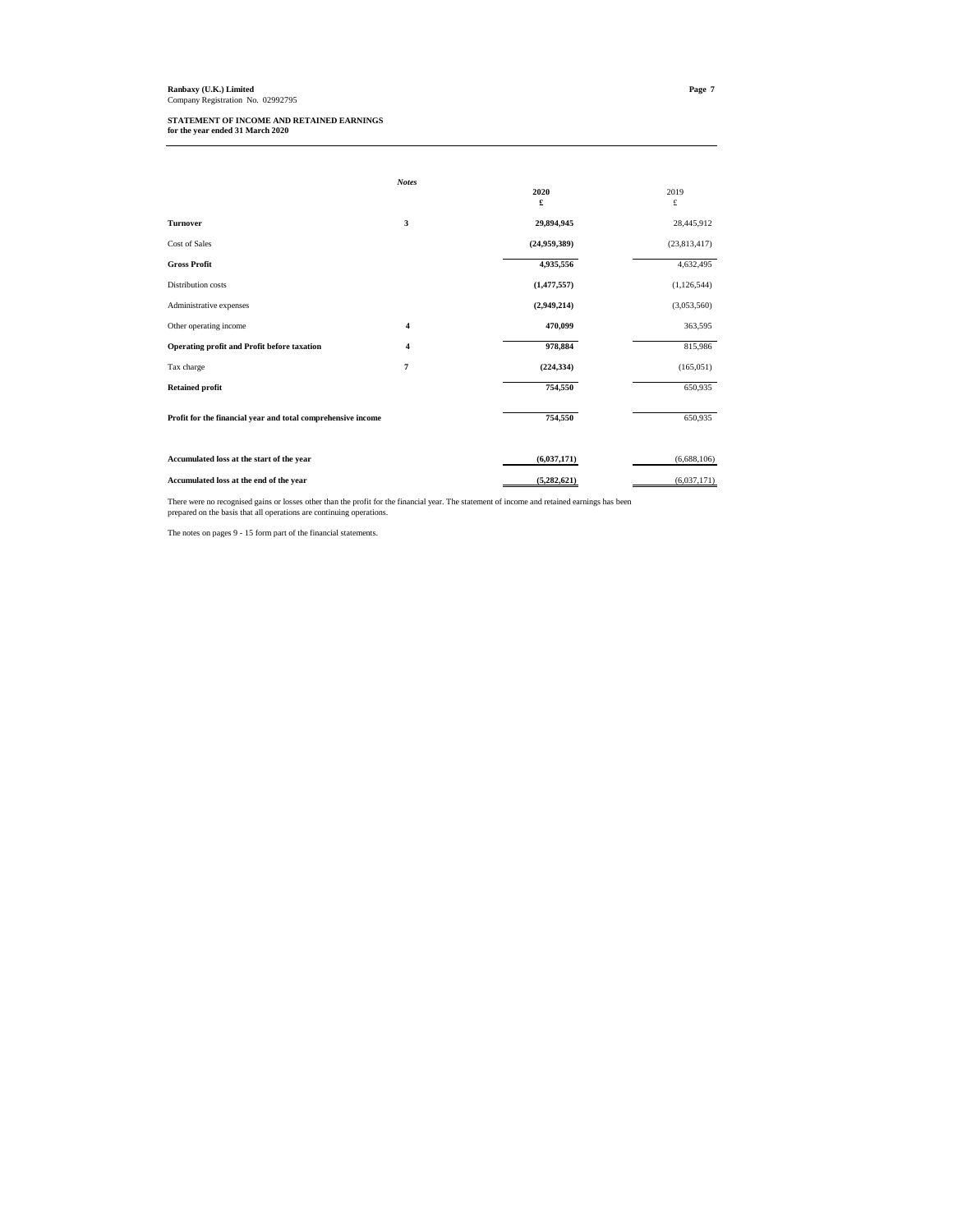**Ranbaxy (U.K.) Limited**
Company Registration No. 02992795

**STATEMENT OF INCOME AND RETAINED EARNINGS**
**for the year ended 31 March 2020**

| | *Notes* | 2020<br>£ | 2019<br>£ |
|---|---|---|---|
| **Turnover** | 3 | **29,894,945** | 28,445,912 |
| Cost of Sales | | **(24,959,389)** | (23,813,417) |
| **Gross Profit** | | **4,935,556** | 4,632,495 |
| Distribution costs | | **(1,477,557)** | (1,126,544) |
| Administrative expenses | | **(2,949,214)** | (3,053,560) |
| Other operating income | 4 | **470,099** | 363,595 |
| **Operating profit and Profit before taxation** | 4 | **978,884** | 815,986 |
| Tax charge | 7 | **(224,334)** | (165,051) |
| **Retained profit** | | **754,550** | 650,935 |
| **Profit for the financial year and total comprehensive income** | | **754,550** | 650,935 |
| **Accumulated loss at the start of the year** | | **(6,037,171)** | (6,688,106) |
| **Accumulated loss at the end of the year** | | **(5,282,621)** | (6,037,171) |

There were no recognised gains or losses other than the profit for the financial year. The statement of income and retained earnings has been prepared on the basis that all operations are continuing operations.

The notes on pages 9 - 15 form part of the financial statements.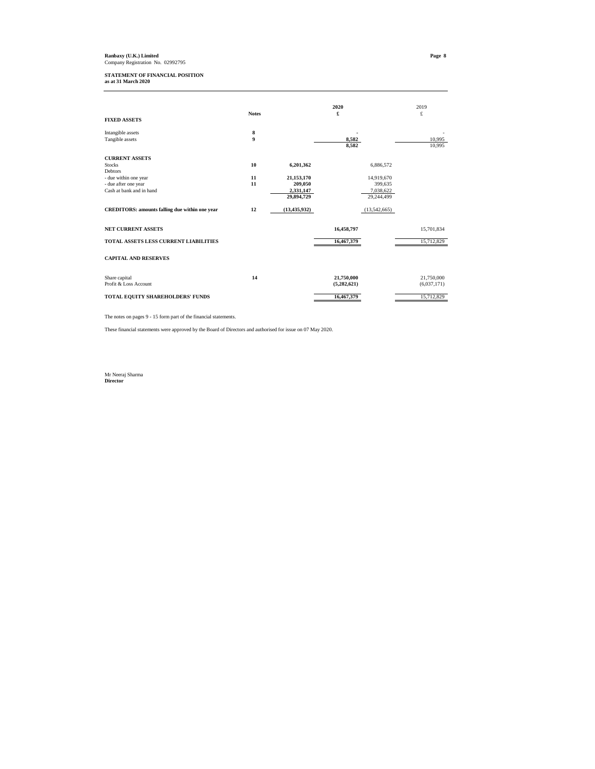**Ranbaxy (U.K.) Limited**
Company Registration No. 02992795

**STATEMENT OF FINANCIAL POSITION**
**as at 31 March 2020**

| | Notes | | 2020 £ | | 2019 £ |
|---|---|---|---|---|---|
| **FIXED ASSETS** | | | | | |
| Intangible assets | 8 | | - | | - |
| Tangible assets | 9 | | 8,582 | | 10,995 |
| | | | 8,582 | | 10,995 |
| **CURRENT ASSETS** | | | | | |
| Stocks | 10 | 6,201,362 | | 6,886,572 | |
| Debtors | | | | | |
| - due within one year | 11 | 21,153,170 | | 14,919,670 | |
| - due after one year | 11 | 209,050 | | 399,635 | |
| Cash at bank and in hand | | 2,331,147 | | 7,038,622 | |
| | | 29,894,729 | | 29,244,499 | |
| **CREDITORS: amounts falling due within one year** | 12 | (13,435,932) | | (13,542,665) | |
| **NET CURRENT ASSETS** | | | 16,458,797 | | 15,701,834 |
| **TOTAL ASSETS LESS CURRENT LIABILITIES** | | | 16,467,379 | | 15,712,829 |
| **CAPITAL AND RESERVES** | | | | | |
| Share capital | 14 | | 21,750,000 | | 21,750,000 |
| Profit & Loss Account | | | (5,282,621) | | (6,037,171) |
| **TOTAL EQUITY SHAREHOLDERS' FUNDS** | | | 16,467,379 | | 15,712,829 |

The notes on pages 9 - 15 form part of the financial statements.

These financial statements were approved by the Board of Directors and authorised for issue on 07 May 2020.

Mr Neeraj Sharma
**Director**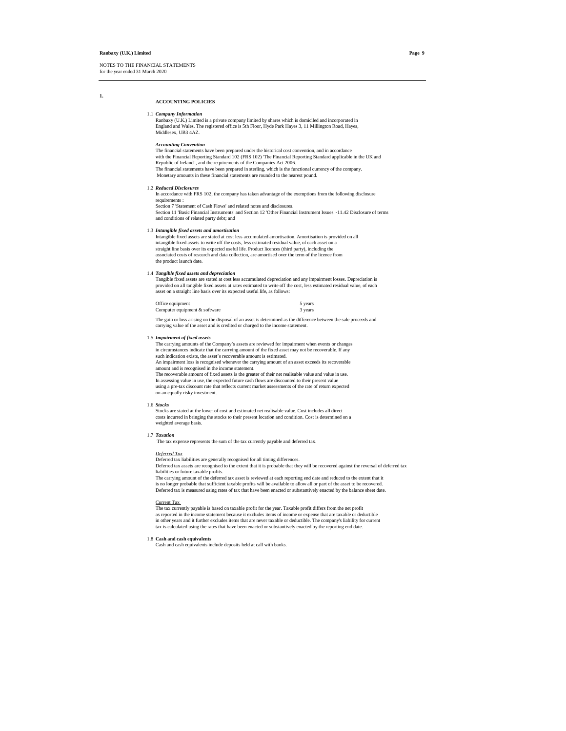NOTES TO THE FINANCIAL STATEMENTS
for the year ended 31 March 2020

## 1. ACCOUNTING POLICIES

### 1.1 *Company Information*

Ranbaxy (U.K.) Limited is a private company limited by shares which is domiciled and incorporated in England and Wales. The registered office is 5th Floor, Hyde Park Hayes 3, 11 Millington Road, Hayes, Middlesex, UB3 4AZ.

***Accounting Convention***

The financial statements have been prepared under the historical cost convention, and in accordance with the Financial Reporting Standard 102 (FRS 102) 'The Financial Reporting Standard applicable in the UK and Republic of Ireland' , and the requirements of the Companies Act 2006.
The financial statements have been prepared in sterling, which is the functional currency of the company.
Monetary amounts in these financial statements are rounded to the nearest pound.

### 1.2 *Reduced Disclosures*

In accordance with FRS 102, the company has taken advantage of the exemptions from the following disclosure requirements :
Section 7 'Statement of Cash Flows' and related notes and disclosures.
Section 11 'Basic Financial Instruments' and Section 12 'Other Financial Instrument Issues' -11.42 Disclosure of terms and conditions of related party debt; and

### 1.3 *Intangible fixed assets and amortisation*

Intangible fixed assets are stated at cost less accumulated amortisation. Amortisation is provided on all intangible fixed assets to write off the costs, less estimated residual value, of each asset on a straight line basis over its expected useful life. Product licences (third party), including the associated costs of research and data collection, are amortised over the term of the licence from the product launch date.

### 1.4 *Tangible fixed assets and depreciation*

Tangible fixed assets are stated at cost less accumulated depreciation and any impairment losses. Depreciation is provided on all tangible fixed assets at rates estimated to write off the cost, less estimated residual value, of each asset on a straight line basis over its expected useful life, as follows:

| | |
|---|---|
| Office equipment | 5 years |
| Computer equipment & software | 3 years |

The gain or loss arising on the disposal of an asset is determined as the difference between the sale proceeds and carrying value of the asset and is credited or charged to the income statement.

### 1.5 *Impairment of fixed assets*

The carrying amounts of the Company's assets are reviewed for impairment when events or changes in circumstances indicate that the carrying amount of the fixed asset may not be recoverable. If any such indication exists, the asset's recoverable amount is estimated.
An impairment loss is recognised whenever the carrying amount of an asset exceeds its recoverable amount and is recognised in the income statement.
The recoverable amount of fixed assets is the greater of their net realisable value and value in use.
In assessing value in use, the expected future cash flows are discounted to their present value using a pre-tax discount rate that reflects current market assessments of the rate of return expected on an equally risky investment.

### 1.6 *Stocks*

Stocks are stated at the lower of cost and estimated net realisable value. Cost includes all direct costs incurred in bringing the stocks to their present location and condition. Cost is determined on a weighted average basis.

### 1.7 *Taxation*

The tax expense represents the sum of the tax currently payable and deferred tax.

*Deferred Tax*

Deferred tax liabilities are generally recognised for all timing differences.
Deferred tax assets are recognised to the extent that it is probable that they will be recovered against the reversal of deferred tax liabilities or future taxable profits.
The carrying amount of the deferred tax asset is reviewed at each reporting end date and reduced to the extent that it is no longer probable that sufficient taxable profits will be available to allow all or part of the asset to be recovered.
Deferred tax is measured using rates of tax that have been enacted or substantively enacted by the balance sheet date.

Current Tax

The tax currently payable is based on taxable profit for the year. Taxable profit differs from the net profit as reported in the income statement because it excludes items of income or expense that are taxable or deductible in other years and it further excludes items that are never taxable or deductible. The company's liability for current tax is calculated using the rates that have been enacted or substantively enacted by the reporting end date.

### 1.8 **Cash and cash equivalents**

Cash and cash equivalents include deposits held at call with banks.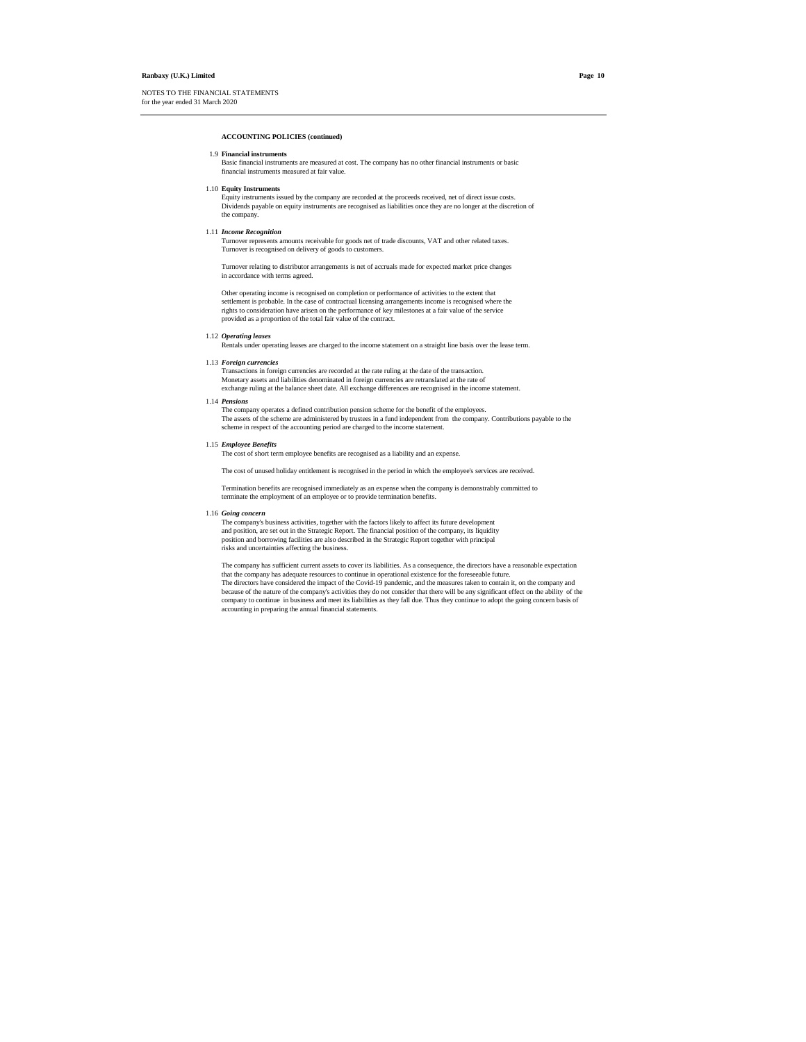NOTES TO THE FINANCIAL STATEMENTS
for the year ended 31 March 2020

**ACCOUNTING POLICIES (continued)**

1.9 **Financial instruments**

Basic financial instruments are measured at cost. The company has no other financial instruments or basic financial instruments measured at fair value.

1.10 **Equity Instruments**

Equity instruments issued by the company are recorded at the proceeds received, net of direct issue costs. Dividends payable on equity instruments are recognised as liabilities once they are no longer at the discretion of the company.

1.11 ***Income Recognition***

Turnover represents amounts receivable for goods net of trade discounts, VAT and other related taxes. Turnover is recognised on delivery of goods to customers.

Turnover relating to distributor arrangements is net of accruals made for expected market price changes in accordance with terms agreed.

Other operating income is recognised on completion or performance of activities to the extent that settlement is probable. In the case of contractual licensing arrangements income is recognised where the rights to consideration have arisen on the performance of key milestones at a fair value of the service provided as a proportion of the total fair value of the contract.

1.12 ***Operating leases***

Rentals under operating leases are charged to the income statement on a straight line basis over the lease term.

1.13 ***Foreign currencies***

Transactions in foreign currencies are recorded at the rate ruling at the date of the transaction. Monetary assets and liabilities denominated in foreign currencies are retranslated at the rate of exchange ruling at the balance sheet date. All exchange differences are recognised in the income statement.

1.14 ***Pensions***

The company operates a defined contribution pension scheme for the benefit of the employees. The assets of the scheme are administered by trustees in a fund independent from the company. Contributions payable to the scheme in respect of the accounting period are charged to the income statement.

1.15 ***Employee Benefits***

The cost of short term employee benefits are recognised as a liability and an expense.

The cost of unused holiday entitlement is recognised in the period in which the employee's services are received.

Termination benefits are recognised immediately as an expense when the company is demonstrably committed to terminate the employment of an employee or to provide termination benefits.

1.16 ***Going concern***

The company's business activities, together with the factors likely to affect its future development and position, are set out in the Strategic Report. The financial position of the company, its liquidity position and borrowing facilities are also described in the Strategic Report together with principal risks and uncertainties affecting the business.

The company has sufficient current assets to cover its liabilities. As a consequence, the directors have a reasonable expectation that the company has adequate resources to continue in operational existence for the foreseeable future.
The directors have considered the impact of the Covid-19 pandemic, and the measures taken to contain it, on the company and because of the nature of the company's activities they do not consider that there will be any significant effect on the ability of the company to continue in business and meet its liabilities as they fall due. Thus they continue to adopt the going concern basis of accounting in preparing the annual financial statements.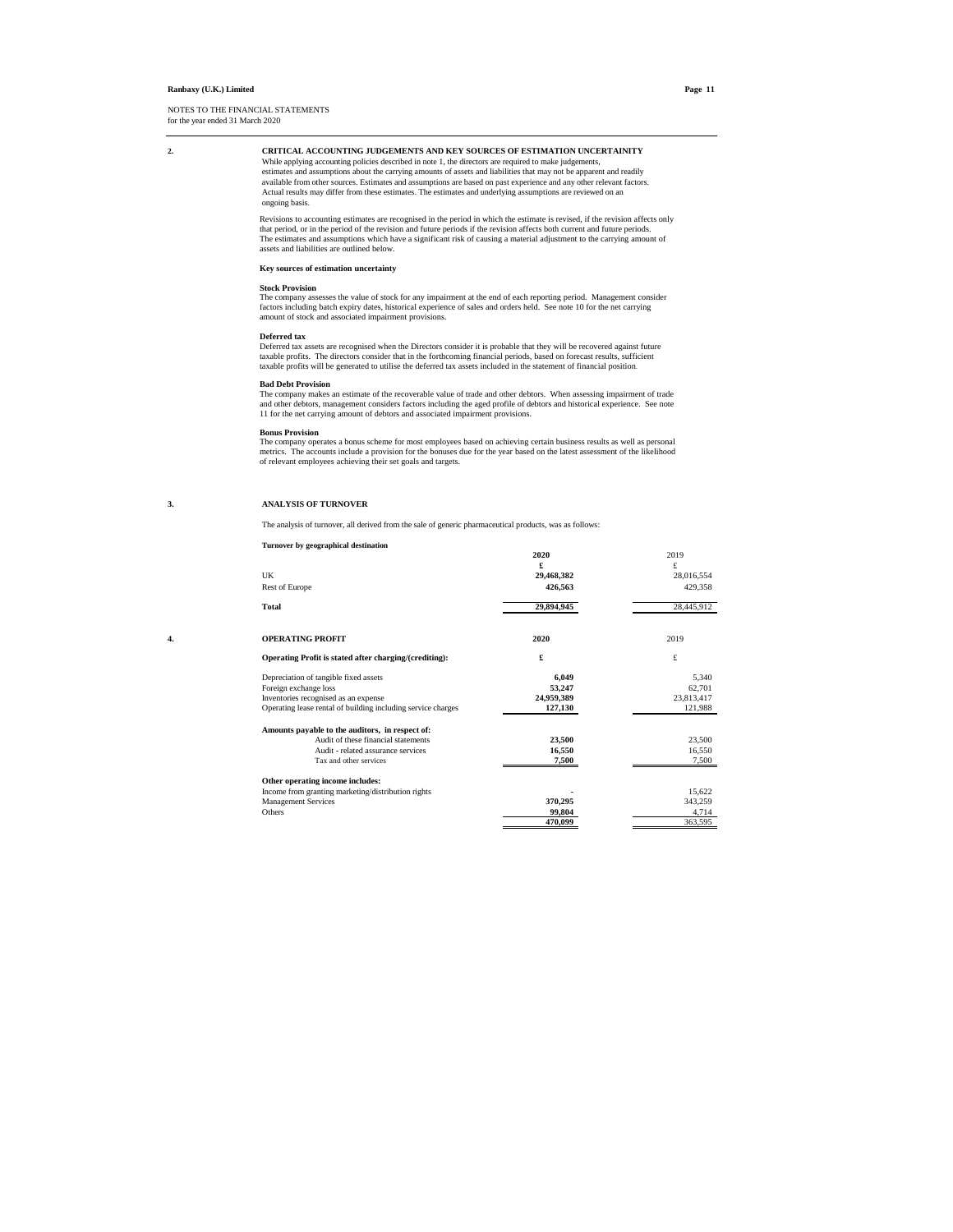NOTES TO THE FINANCIAL STATEMENTS
for the year ended 31 March 2020

## 2. CRITICAL ACCOUNTING JUDGEMENTS AND KEY SOURCES OF ESTIMATION UNCERTAINITY

While applying accounting policies described in note 1, the directors are required to make judgements, estimates and assumptions about the carrying amounts of assets and liabilities that may not be apparent and readily available from other sources. Estimates and assumptions are based on past experience and any other relevant factors. Actual results may differ from these estimates. The estimates and underlying assumptions are reviewed on an ongoing basis.

Revisions to accounting estimates are recognised in the period in which the estimate is revised, if the revision affects only that period, or in the period of the revision and future periods if the revision affects both current and future periods. The estimates and assumptions which have a significant risk of causing a material adjustment to the carrying amount of assets and liabilities are outlined below.

**Key sources of estimation uncertainty**

**Stock Provision**
The company assesses the value of stock for any impairment at the end of each reporting period. Management consider factors including batch expiry dates, historical experience of sales and orders held. See note 10 for the net carrying amount of stock and associated impairment provisions.

**Deferred tax**
Deferred tax assets are recognised when the Directors consider it is probable that they will be recovered against future taxable profits. The directors consider that in the forthcoming financial periods, based on forecast results, sufficient taxable profits will be generated to utilise the deferred tax assets included in the statement of financial position.

**Bad Debt Provision**
The company makes an estimate of the recoverable value of trade and other debtors. When assessing impairment of trade and other debtors, management considers factors including the aged profile of debtors and historical experience. See note 11 for the net carrying amount of debtors and associated impairment provisions.

**Bonus Provision**
The company operates a bonus scheme for most employees based on achieving certain business results as well as personal metrics. The accounts include a provision for the bonuses due for the year based on the latest assessment of the likelihood of relevant employees achieving their set goals and targets.

## 3. ANALYSIS OF TURNOVER

The analysis of turnover, all derived from the sale of generic pharmaceutical products, was as follows:

**Turnover by geographical destination**

| | 2020 | 2019 |
|---|---|---|
| | £ | £ |
| UK | 29,468,382 | 28,016,554 |
| Rest of Europe | 426,563 | 429,358 |
| **Total** | **29,894,945** | 28,445,912 |

## 4. OPERATING PROFIT

| | 2020 | 2019 |
|---|---|---|
| **Operating Profit is stated after charging/(crediting):** | £ | £ |
| Depreciation of tangible fixed assets | 6,049 | 5,340 |
| Foreign exchange loss | 53,247 | 62,701 |
| Inventories recognised as an expense | 24,959,389 | 23,813,417 |
| Operating lease rental of building including service charges | 127,130 | 121,988 |
| **Amounts payable to the auditors, in respect of:** | | |
| Audit of these financial statements | 23,500 | 23,500 |
| Audit - related assurance services | 16,550 | 16,550 |
| Tax and other services | 7,500 | 7,500 |
| **Other operating income includes:** | | |
| Income from granting marketing/distribution rights | - | 15,622 |
| Management Services | 370,295 | 343,259 |
| Others | 99,804 | 4,714 |
| | 470,099 | 363,595 |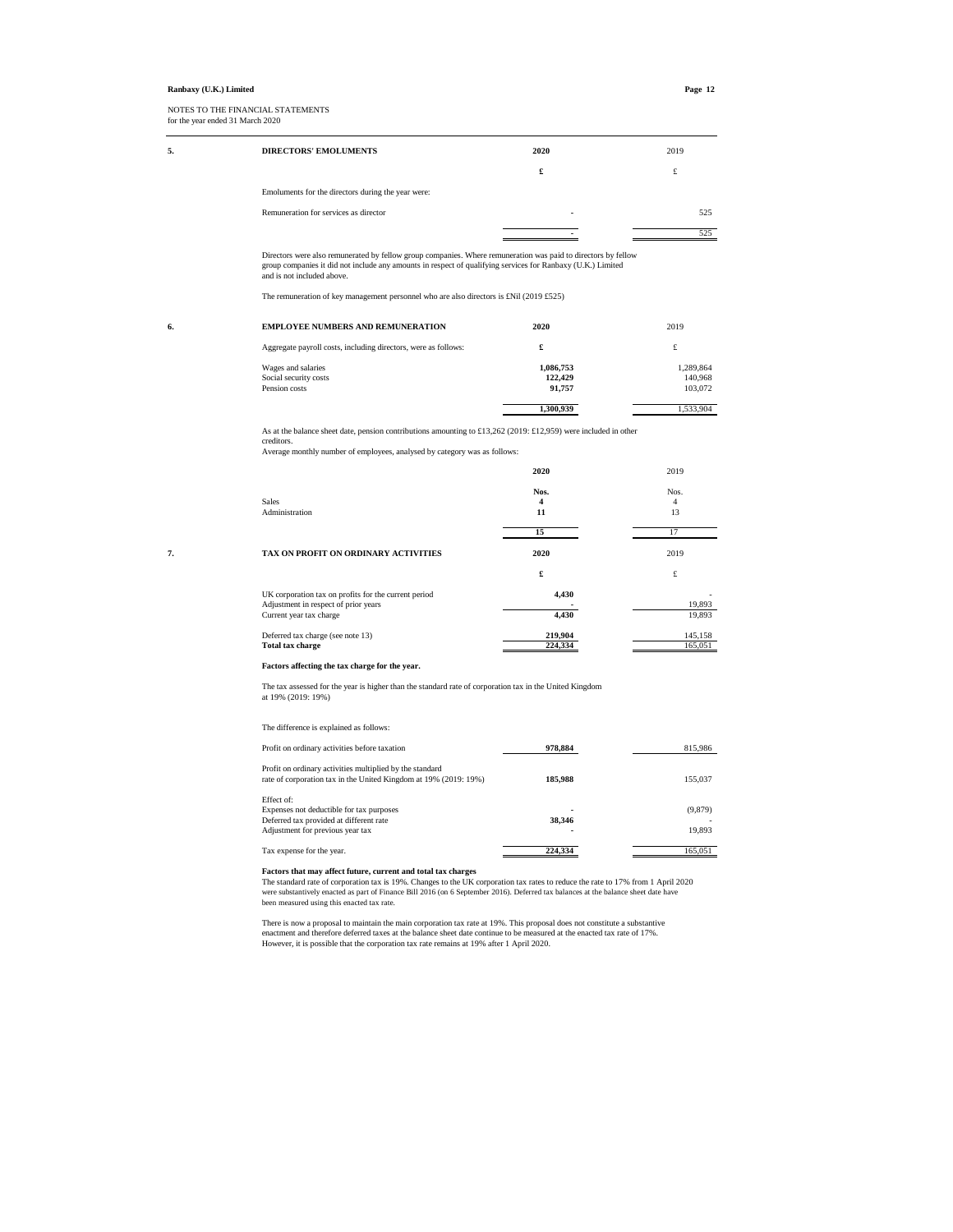NOTES TO THE FINANCIAL STATEMENTS
for the year ended 31 March 2020

## 5. DIRECTORS' EMOLUMENTS

| | 2020 | 2019 |
|---|---|---|
| | £ | £ |
| Emoluments for the directors during the year were: | | |
| Remuneration for services as director | - | 525 |
| | - | 525 |

Directors were also remunerated by fellow group companies. Where remuneration was paid to directors by fellow group companies it did not include any amounts in respect of qualifying services for Ranbaxy (U.K.) Limited and is not included above.

The remuneration of key management personnel who are also directors is £Nil (2019 £525)

## 6. EMPLOYEE NUMBERS AND REMUNERATION

| | 2020 | 2019 |
|---|---|---|
| Aggregate payroll costs, including directors, were as follows: | £ | £ |
| Wages and salaries | 1,086,753 | 1,289,864 |
| Social security costs | 122,429 | 140,968 |
| Pension costs | 91,757 | 103,072 |
| | 1,300,939 | 1,533,904 |

As at the balance sheet date, pension contributions amounting to £13,262 (2019: £12,959) were included in other creditors.
Average monthly number of employees, analysed by category was as follows:

| | 2020 | 2019 |
|---|---|---|
| | Nos. | Nos. |
| Sales | 4 | 4 |
| Administration | 11 | 13 |
| | 15 | 17 |

## 7. TAX ON PROFIT ON ORDINARY ACTIVITIES

| | 2020 | 2019 |
|---|---|---|
| | £ | £ |
| UK corporation tax on profits for the current period | 4,430 | - |
| Adjustment in respect of prior years | - | 19,893 |
| Current year tax charge | 4,430 | 19,893 |
| Deferred tax charge (see note 13) | 219,904 | 145,158 |
| **Total tax charge** | 224,334 | 165,051 |

**Factors affecting the tax charge for the year.**

The tax assessed for the year is higher than the standard rate of corporation tax in the United Kingdom at 19% (2019: 19%)

The difference is explained as follows:

| | 2020 | 2019 |
|---|---|---|
| Profit on ordinary activities before taxation | 978,884 | 815,986 |
| Profit on ordinary activities multiplied by the standard rate of corporation tax in the United Kingdom at 19% (2019: 19%) | 185,988 | 155,037 |
| Effect of: | | |
| Expenses not deductible for tax purposes | - | (9,879) |
| Deferred tax provided at different rate | 38,346 | - |
| Adjustment for previous year tax | - | 19,893 |
| Tax expense for the year. | 224,334 | 165,051 |

**Factors that may affect future, current and total tax charges**
The standard rate of corporation tax is 19%. Changes to the UK corporation tax rates to reduce the rate to 17% from 1 April 2020 were substantively enacted as part of Finance Bill 2016 (on 6 September 2016). Deferred tax balances at the balance sheet date have been measured using this enacted tax rate.

There is now a proposal to maintain the main corporation tax rate at 19%. This proposal does not constitute a substantive enactment and therefore deferred taxes at the balance sheet date continue to be measured at the enacted tax rate of 17%. However, it is possible that the corporation tax rate remains at 19% after 1 April 2020.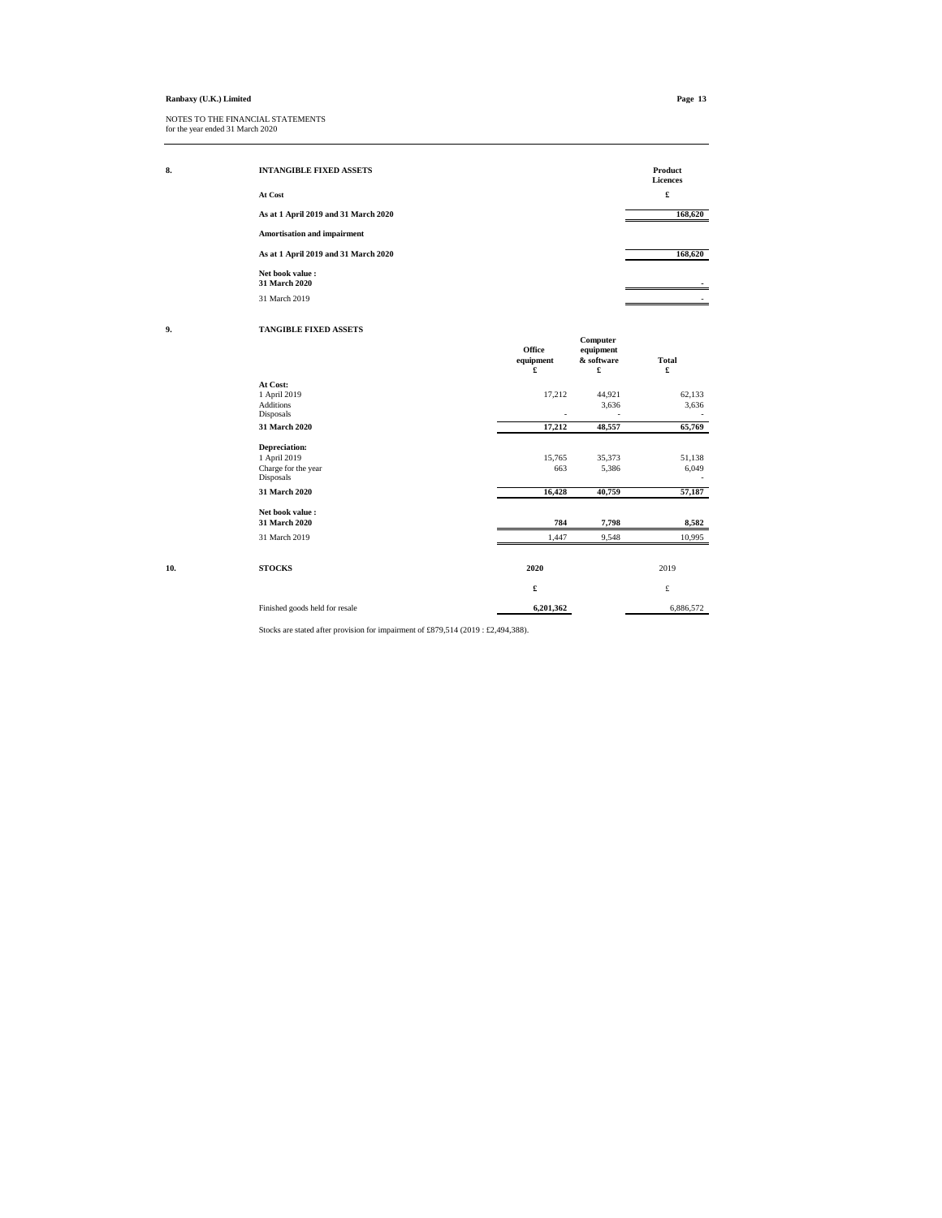NOTES TO THE FINANCIAL STATEMENTS
for the year ended 31 March 2020

## 8. INTANGIBLE FIXED ASSETS

| | Product Licences |
|---|---|
| **At Cost** | **£** |
| **As at 1 April 2019 and 31 March 2020** | **168,620** |
| **Amortisation and impairment** | |
| **As at 1 April 2019 and 31 March 2020** | **168,620** |
| **Net book value :** | |
| **31 March 2020** | **-** |
| 31 March 2019 | - |

## 9. TANGIBLE FIXED ASSETS

| | Office equipment £ | Computer equipment & software £ | Total £ |
|---|---|---|---|
| **At Cost:** | | | |
| 1 April 2019 | 17,212 | 44,921 | 62,133 |
| Additions | | 3,636 | 3,636 |
| Disposals | - | - | - |
| **31 March 2020** | **17,212** | **48,557** | **65,769** |
| **Depreciation:** | | | |
| 1 April 2019 | 15,765 | 35,373 | 51,138 |
| Charge for the year | 663 | 5,386 | 6,049 |
| Disposals | | | - |
| **31 March 2020** | **16,428** | **40,759** | **57,187** |
| **Net book value :** | | | |
| **31 March 2020** | **784** | **7,798** | **8,582** |
| 31 March 2019 | 1,447 | 9,548 | 10,995 |

## 10. STOCKS

| | 2020 | 2019 |
|---|---|---|
| | **£** | £ |
| Finished goods held for resale | **6,201,362** | 6,886,572 |

Stocks are stated after provision for impairment of £879,514 (2019 : £2,494,388).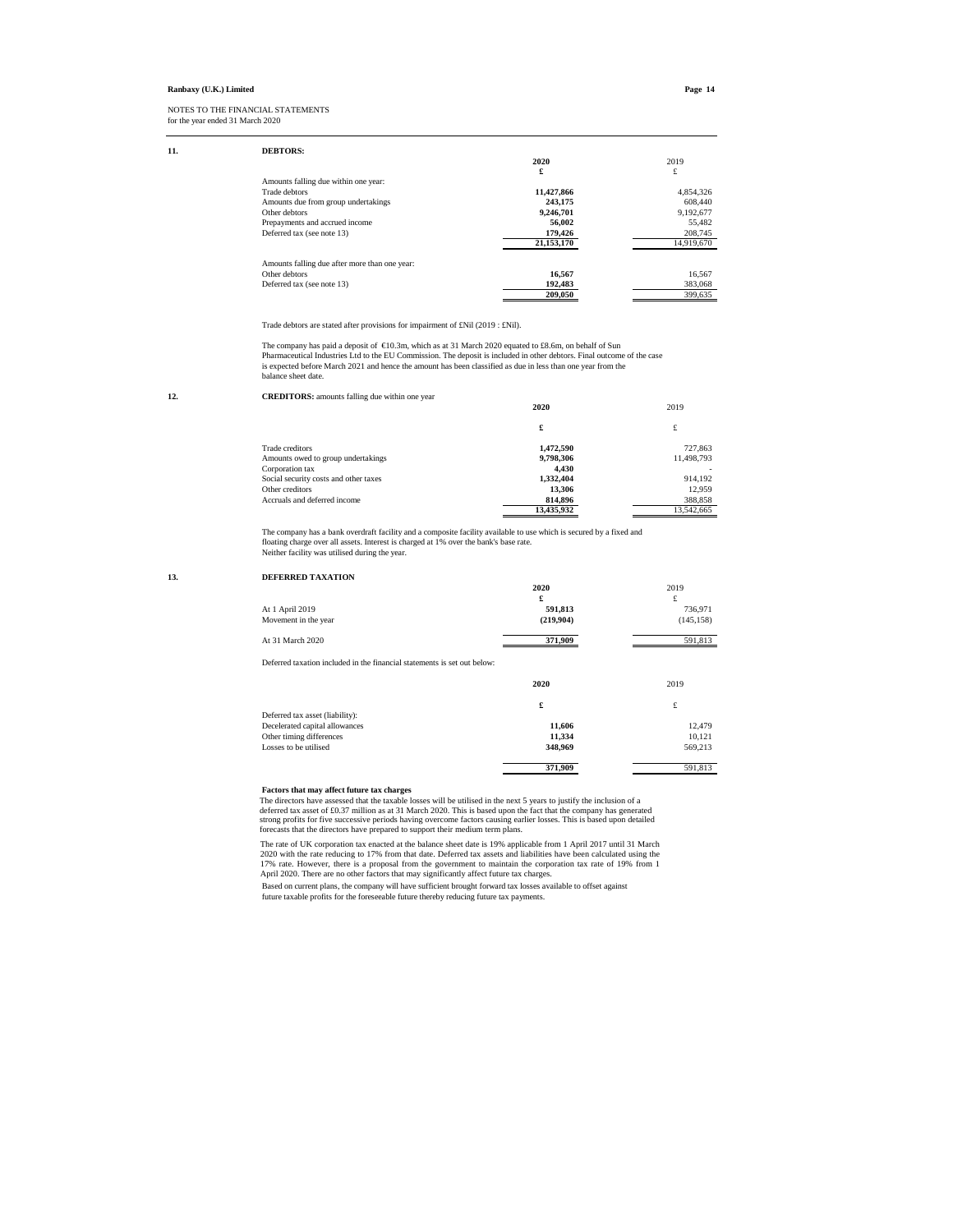NOTES TO THE FINANCIAL STATEMENTS
for the year ended 31 March 2020

## 11. DEBTORS:

| | 2020 | 2019 |
|---|---|---|
| | £ | £ |
| Amounts falling due within one year: | | |
| Trade debtors | **11,427,866** | 4,854,326 |
| Amounts due from group undertakings | **243,175** | 608,440 |
| Other debtors | **9,246,701** | 9,192,677 |
| Prepayments and accrued income | **56,002** | 55,482 |
| Deferred tax (see note 13) | **179,426** | 208,745 |
| | **21,153,170** | 14,919,670 |
| Amounts falling due after more than one year: | | |
| Other debtors | **16,567** | 16,567 |
| Deferred tax (see note 13) | **192,483** | 383,068 |
| | **209,050** | 399,635 |

Trade debtors are stated after provisions for impairment of £Nil (2019 : £Nil).

The company has paid a deposit of €10.3m, which as at 31 March 2020 equated to £8.6m, on behalf of Sun Pharmaceutical Industries Ltd to the EU Commission. The deposit is included in other debtors. Final outcome of the case is expected before March 2021 and hence the amount has been classified as due in less than one year from the balance sheet date.

## 12. CREDITORS: amounts falling due within one year

| | 2020 | 2019 |
|---|---|---|
| | £ | £ |
| Trade creditors | **1,472,590** | 727,863 |
| Amounts owed to group undertakings | **9,798,306** | 11,498,793 |
| Corporation tax | **4,430** | - |
| Social security costs and other taxes | **1,332,404** | 914,192 |
| Other creditors | **13,306** | 12,959 |
| Accruals and deferred income | **814,896** | 388,858 |
| | **13,435,932** | 13,542,665 |

The company has a bank overdraft facility and a composite facility available to use which is secured by a fixed and floating charge over all assets. Interest is charged at 1% over the bank's base rate.
Neither facility was utilised during the year.

## 13. DEFERRED TAXATION

| | 2020 | 2019 |
|---|---|---|
| | £ | £ |
| At 1 April 2019 | **591,813** | 736,971 |
| Movement in the year | **(219,904)** | (145,158) |
| At 31 March 2020 | **371,909** | 591,813 |

Deferred taxation included in the financial statements is set out below:

| | 2020 | 2019 |
|---|---|---|
| | £ | £ |
| Deferred tax asset (liability): | | |
| Decelerated capital allowances | **11,606** | 12,479 |
| Other timing differences | **11,334** | 10,121 |
| Losses to be utilised | **348,969** | 569,213 |
| | **371,909** | 591,813 |

**Factors that may affect future tax charges**

The directors have assessed that the taxable losses will be utilised in the next 5 years to justify the inclusion of a deferred tax asset of £0.37 million as at 31 March 2020. This is based upon the fact that the company has generated strong profits for five successive periods having overcome factors causing earlier losses. This is based upon detailed forecasts that the directors have prepared to support their medium term plans.

The rate of UK corporation tax enacted at the balance sheet date is 19% applicable from 1 April 2017 until 31 March 2020 with the rate reducing to 17% from that date. Deferred tax assets and liabilities have been calculated using the 17% rate. However, there is a proposal from the government to maintain the corporation tax rate of 19% from 1 April 2020. There are no other factors that may significantly affect future tax charges.

Based on current plans, the company will have sufficient brought forward tax losses available to offset against future taxable profits for the foreseeable future thereby reducing future tax payments.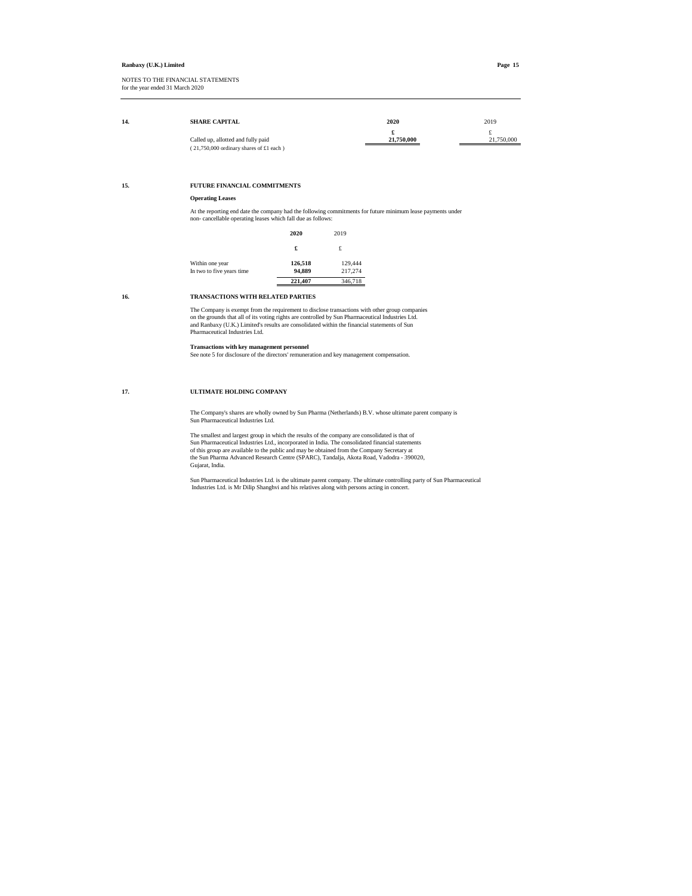NOTES TO THE FINANCIAL STATEMENTS
for the year ended 31 March 2020

## 14. SHARE CAPITAL

| | 2020 | 2019 |
|---|---|---|
| | £ | £ |
| Called up, allotted and fully paid | **21,750,000** | 21,750,000 |
| ( 21,750,000 ordinary shares of £1 each ) | | |

## 15. FUTURE FINANCIAL COMMITMENTS

**Operating Leases**

At the reporting end date the company had the following commitments for future minimum lease payments under non- cancellable operating leases which fall due as follows:

| | 2020 | 2019 |
|---|---|---|
| | £ | £ |
| Within one year | **126,518** | 129,444 |
| In two to five years time | **94,889** | 217,274 |
| | **221,407** | 346,718 |

## 16. TRANSACTIONS WITH RELATED PARTIES

The Company is exempt from the requirement to disclose transactions with other group companies on the grounds that all of its voting rights are controlled by Sun Pharmaceutical Industries Ltd. and Ranbaxy (U.K.) Limited's results are consolidated within the financial statements of Sun Pharmaceutical Industries Ltd.

**Transactions with key management personnel**
See note 5 for disclosure of the directors' remuneration and key management compensation.

## 17. ULTIMATE HOLDING COMPANY

The Company's shares are wholly owned by Sun Pharma (Netherlands) B.V. whose ultimate parent company is Sun Pharmaceutical Industries Ltd.

The smallest and largest group in which the results of the company are consolidated is that of Sun Pharmaceutical Industries Ltd., incorporated in India. The consolidated financial statements of this group are available to the public and may be obtained from the Company Secretary at the Sun Pharma Advanced Research Centre (SPARC), Tandalja, Akota Road, Vadodra - 390020, Gujarat, India.

Sun Pharmaceutical Industries Ltd. is the ultimate parent company. The ultimate controlling party of Sun Pharmaceutical Industries Ltd. is Mr Dilip Shanghvi and his relatives along with persons acting in concert.